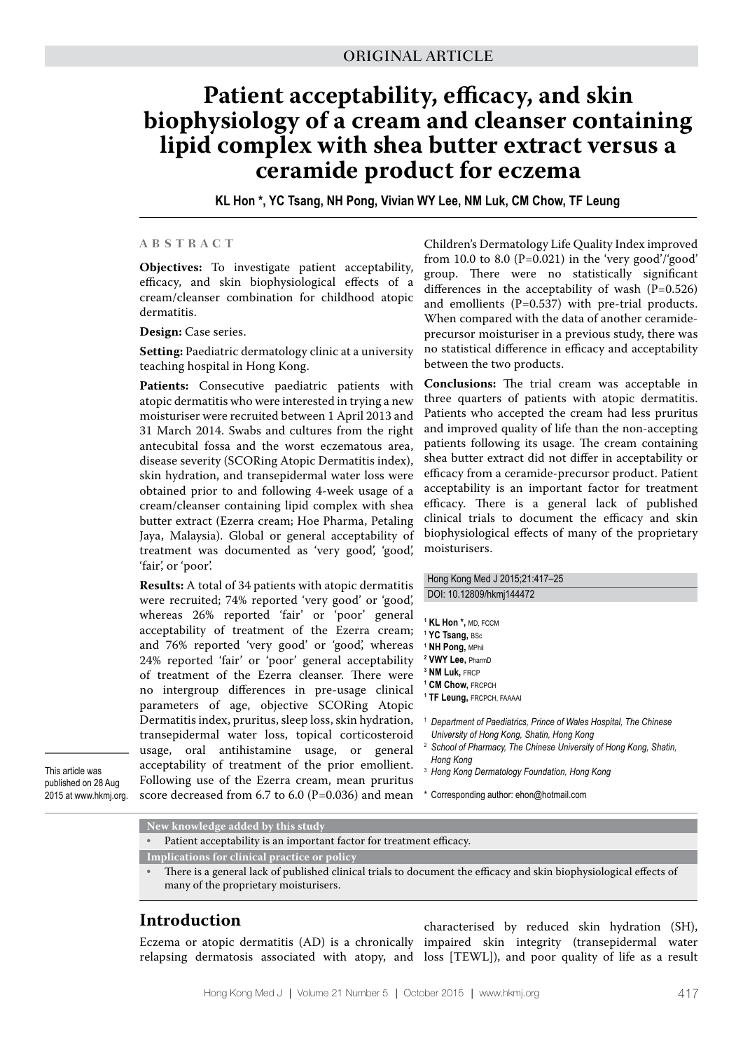ORIGINAL ARTICLE

# Patient acceptability, efficacy, and skin biophysiology of a cream and cleanser containing lipid complex with shea butter extract versus a ceramide product for eczema

**KL Hon \*, YC Tsang, NH Pong, Vivian WY Lee, NM Luk, CM Chow, TF Leung**

## ABSTRACT

**Objectives:** To investigate patient acceptability, efficacy, and skin biophysiological effects of a cream/cleanser combination for childhood atopic dermatitis.

**Design:** Case series.

**Setting:** Paediatric dermatology clinic at a university teaching hospital in Hong Kong.

**Patients:** Consecutive paediatric patients with atopic dermatitis who were interested in trying a new moisturiser were recruited between 1 April 2013 and 31 March 2014. Swabs and cultures from the right antecubital fossa and the worst eczematous area, disease severity (SCORing Atopic Dermatitis index), skin hydration, and transepidermal water loss were obtained prior to and following 4-week usage of a cream/cleanser containing lipid complex with shea butter extract (Ezerra cream; Hoe Pharma, Petaling Jaya, Malaysia). Global or general acceptability of treatment was documented as 'very good', 'good', 'fair', or 'poor'.

**Results:** A total of 34 patients with atopic dermatitis were recruited; 74% reported 'very good' or 'good', whereas 26% reported 'fair' or 'poor' general acceptability of treatment of the Ezerra cream; and 76% reported 'very good' or 'good', whereas 24% reported 'fair' or 'poor' general acceptability of treatment of the Ezerra cleanser. There were no intergroup differences in pre-usage clinical parameters of age, objective SCORing Atopic Dermatitis index, pruritus, sleep loss, skin hydration, transepidermal water loss, topical corticosteroid usage, oral antihistamine usage, or general acceptability of treatment of the prior emollient. Following use of the Ezerra cream, mean pruritus score decreased from 6.7 to 6.0 (P=0.036) and mean Children's Dermatology Life Quality Index improved from 10.0 to 8.0 (P=0.021) in the 'very good'/'good' group. There were no statistically significant differences in the acceptability of wash (P=0.526) and emollients (P=0.537) with pre-trial products. When compared with the data of another ceramide-precursor moisturiser in a previous study, there was no statistical difference in efficacy and acceptability between the two products.

**Conclusions:** The trial cream was acceptable in three quarters of patients with atopic dermatitis. Patients who accepted the cream had less pruritus and improved quality of life than the non-accepting patients following its usage. The cream containing shea butter extract did not differ in acceptability or efficacy from a ceramide-precursor product. Patient acceptability is an important factor for treatment efficacy. There is a general lack of published clinical trials to document the efficacy and skin biophysiological effects of many of the proprietary moisturisers.

Hong Kong Med J 2015;21:417–25
DOI: 10.12809/hkmj144472

[1] **KL Hon \***, MD, FCCM
[1] **YC Tsang**, BSc
[1] **NH Pong**, MPhil
[2] **VWY Lee**, PharmD
[3] **NM Luk**, FRCP
[1] **CM Chow**, FRCPCH
[1] **TF Leung**, FRCPCH, FAAAAI

[1] *Department of Paediatrics, Prince of Wales Hospital, The Chinese University of Hong Kong, Shatin, Hong Kong*
[2] *School of Pharmacy, The Chinese University of Hong Kong, Shatin, Hong Kong*
[3] *Hong Kong Dermatology Foundation, Hong Kong*

\* Corresponding author: ehon@hotmail.com

This article was published on 28 Aug 2015 at www.hkmj.org.

**New knowledge added by this study**

- Patient acceptability is an important factor for treatment efficacy.

**Implications for clinical practice or policy**

- There is a general lack of published clinical trials to document the efficacy and skin biophysiological effects of many of the proprietary moisturisers.

## Introduction

Eczema or atopic dermatitis (AD) is a chronically relapsing dermatosis associated with atopy, and characterised by reduced skin hydration (SH), impaired skin integrity (transepidermal water loss [TEWL]), and poor quality of life as a result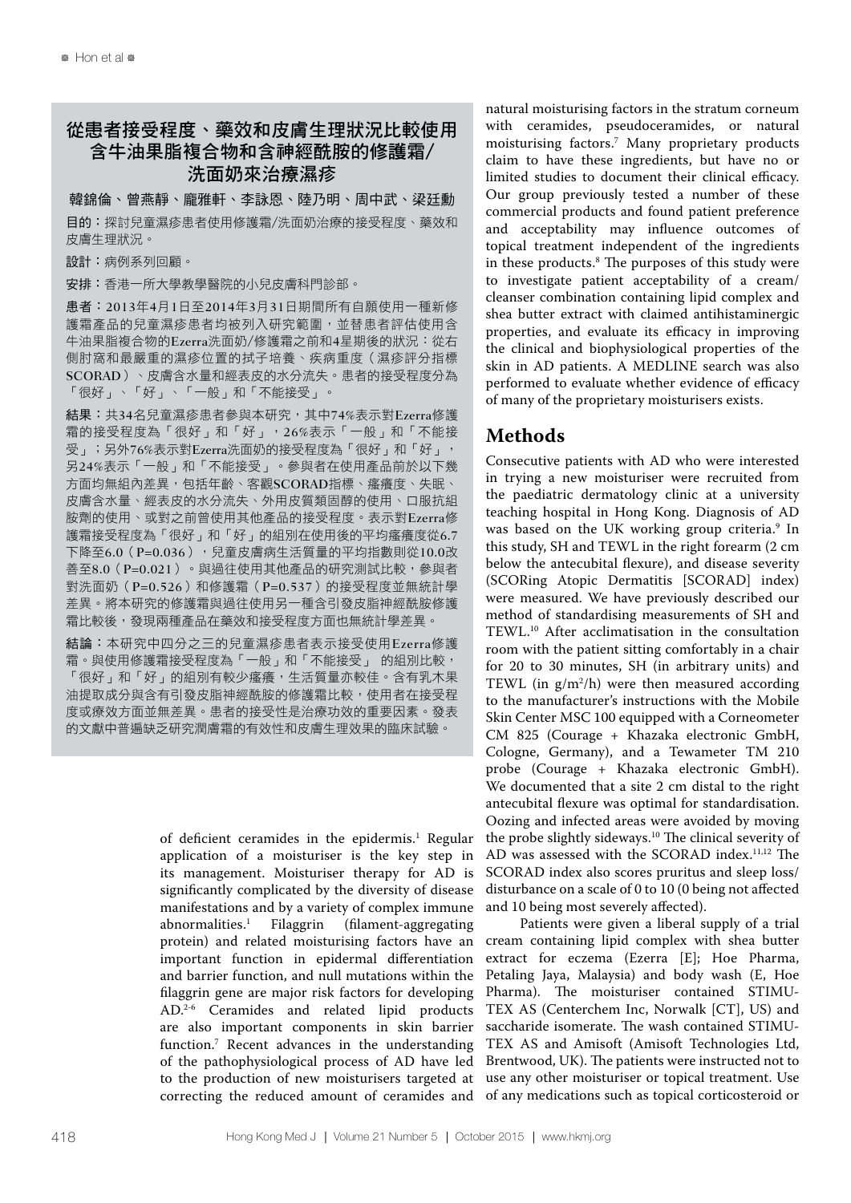## 從患者接受程度、藥效和皮膚生理狀況比較使用含牛油果脂複合物和含神經酰胺的修護霜/洗面奶來治療濕疹

**韓錦倫、曾燕靜、龐雅軒、李詠恩、陸乃明、周中武、梁廷勳**

**目的：**探討兒童濕疹患者使用修護霜/洗面奶治療的接受程度、藥效和皮膚生理狀況。

**設計：**病例系列回顧。

**安排：**香港一所大學教學醫院的小兒皮膚科門診部。

**患者：**2013年4月1日至2014年3月31日期間所有自願使用一種新修護霜產品的兒童濕疹患者均被列入研究範圍，並替患者評估使用含牛油果脂複合物的Ezerra洗面奶/修護霜之前和4星期後的狀況：從右側肘窩和最嚴重的濕疹位置的拭子培養、疾病重度（濕疹評分指標SCORAD）、皮膚含水量和經表皮的水分流失。患者的接受程度分為「很好」、「好」、「一般」和「不能接受」。

**結果：**共34名兒童濕疹患者參與本研究，其中74%表示對Ezerra修護霜的接受程度為「很好」和「好」，26%表示「一般」和「不能接受」；另外76%表示對Ezerra洗面奶的接受程度為「很好」和「好」，另24%表示「一般」和「不能接受」。參與者在使用產品前於以下幾方面均無組內差異，包括年齡、客觀SCORAD指標、瘙癢度、失眠、皮膚含水量、經表皮的水分流失、外用皮質類固醇的使用、口服抗組胺劑的使用、或對之前曾使用其他產品的接受程度。表示對Ezerra修護霜接受程度為「很好」和「好」的組別在使用後的平均瘙癢度從6.7下降至6.0（P=0.036），兒童皮膚病生活質量的平均指數則從10.0改善至8.0（P=0.021）。與過往使用其他產品的研究測試比較，參與者對洗面奶（P=0.526）和修護霜（P=0.537）的接受程度並無統計學差異。將本研究的修護霜與過往使用另一種含引發皮脂神經酰胺修護霜比較後，發現兩種產品在藥效和接受程度方面也無統計學差異。

**結論：**本研究中四分之三的兒童濕疹患者表示接受使用Ezerra修護霜。與使用修護霜接受程度為「一般」和「不能接受」的組別比較，「很好」和「好」的組別有較少瘙癢，生活質量亦較佳。含有乳木果油提取成分與含有引發皮脂神經酰胺的修護霜比較，使用者在接受程度或療效方面並無差異。患者的接受性是治療功效的重要因素。發表的文獻中普遍缺乏研究潤膚霜的有效性和皮膚生理效果的臨床試驗。

of deficient ceramides in the epidermis.[1] Regular application of a moisturiser is the key step in its management. Moisturiser therapy for AD is significantly complicated by the diversity of disease manifestations and by a variety of complex immune abnormalities.[1] Filaggrin (filament-aggregating protein) and related moisturising factors have an important function in epidermal differentiation and barrier function, and null mutations within the filaggrin gene are major risk factors for developing AD.[2-6] Ceramides and related lipid products are also important components in skin barrier function.[7] Recent advances in the understanding of the pathophysiological process of AD have led to the production of new moisturisers targeted at correcting the reduced amount of ceramides and natural moisturising factors in the stratum corneum with ceramides, pseudoceramides, or natural moisturising factors.[7] Many proprietary products claim to have these ingredients, but have no or limited studies to document their clinical efficacy. Our group previously tested a number of these commercial products and found patient preference and acceptability may influence outcomes of topical treatment independent of the ingredients in these products.[8] The purposes of this study were to investigate patient acceptability of a cream/cleanser combination containing lipid complex and shea butter extract with claimed antihistaminergic properties, and evaluate its efficacy in improving the clinical and biophysiological properties of the skin in AD patients. A MEDLINE search was also performed to evaluate whether evidence of efficacy of many of the proprietary moisturisers exists.

## Methods

Consecutive patients with AD who were interested in trying a new moisturiser were recruited from the paediatric dermatology clinic at a university teaching hospital in Hong Kong. Diagnosis of AD was based on the UK working group criteria.[9] In this study, SH and TEWL in the right forearm (2 cm below the antecubital flexure), and disease severity (SCORing Atopic Dermatitis [SCORAD] index) were measured. We have previously described our method of standardising measurements of SH and TEWL.[10] After acclimatisation in the consultation room with the patient sitting comfortably in a chair for 20 to 30 minutes, SH (in arbitrary units) and TEWL (in $g/m^2/h$) were then measured according to the manufacturer's instructions with the Mobile Skin Center MSC 100 equipped with a Corneometer CM 825 (Courage + Khazaka electronic GmbH, Cologne, Germany), and a Tewameter TM 210 probe (Courage + Khazaka electronic GmbH). We documented that a site 2 cm distal to the right antecubital flexure was optimal for standardisation. Oozing and infected areas were avoided by moving the probe slightly sideways.[10] The clinical severity of AD was assessed with the SCORAD index.[11,12] The SCORAD index also scores pruritus and sleep loss/disturbance on a scale of 0 to 10 (0 being not affected and 10 being most severely affected).

Patients were given a liberal supply of a trial cream containing lipid complex with shea butter extract for eczema (Ezerra [E]; Hoe Pharma, Petaling Jaya, Malaysia) and body wash (E, Hoe Pharma). The moisturiser contained STIMU-TEX AS (Centerchem Inc, Norwalk [CT], US) and saccharide isomerate. The wash contained STIMU-TEX AS and Amisoft (Amisoft Technologies Ltd, Brentwood, UK). The patients were instructed not to use any other moisturiser or topical treatment. Use of any medications such as topical corticosteroid or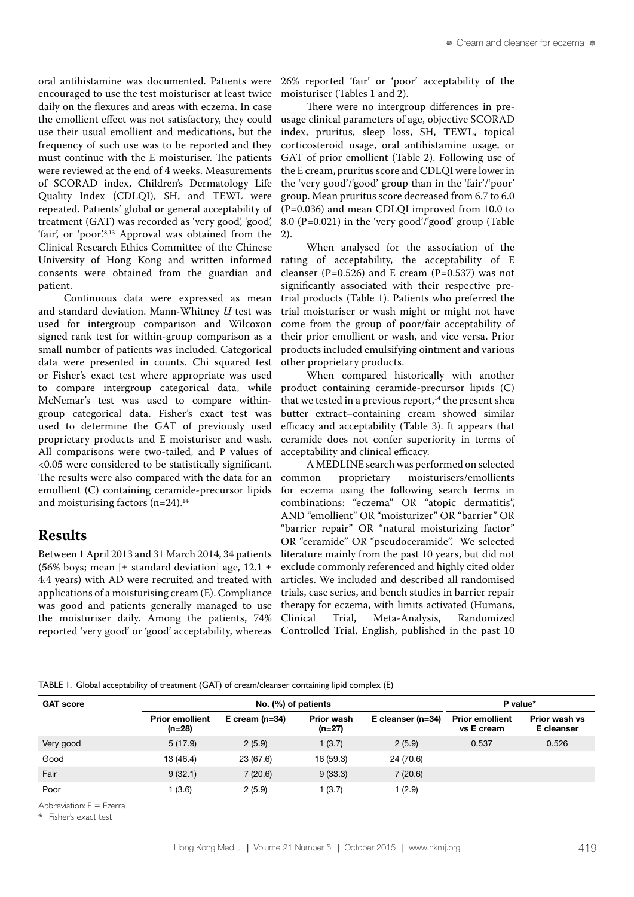oral antihistamine was documented. Patients were encouraged to use the test moisturiser at least twice daily on the flexures and areas with eczema. In case the emollient effect was not satisfactory, they could use their usual emollient and medications, but the frequency of such use was to be reported and they must continue with the E moisturiser. The patients were reviewed at the end of 4 weeks. Measurements of SCORAD index, Children's Dermatology Life Quality Index (CDLQI), SH, and TEWL were repeated. Patients' global or general acceptability of treatment (GAT) was recorded as 'very good', 'good', 'fair', or 'poor'.[8,13] Approval was obtained from the Clinical Research Ethics Committee of the Chinese University of Hong Kong and written informed consents were obtained from the guardian and patient.

Continuous data were expressed as mean and standard deviation. Mann-Whitney *U* test was used for intergroup comparison and Wilcoxon signed rank test for within-group comparison as a small number of patients was included. Categorical data were presented in counts. Chi squared test or Fisher's exact test where appropriate was used to compare intergroup categorical data, while McNemar's test was used to compare within-group categorical data. Fisher's exact test was used to determine the GAT of previously used proprietary products and E moisturiser and wash. All comparisons were two-tailed, and P values of <0.05 were considered to be statistically significant. The results were also compared with the data for an emollient (C) containing ceramide-precursor lipids and moisturising factors (n=24).[14]

## Results

Between 1 April 2013 and 31 March 2014, 34 patients (56% boys; mean [± standard deviation] age, 12.1 ± 4.4 years) with AD were recruited and treated with applications of a moisturising cream (E). Compliance was good and patients generally managed to use the moisturiser daily. Among the patients, 74% reported 'very good' or 'good' acceptability, whereas 26% reported 'fair' or 'poor' acceptability of the moisturiser (Tables 1 and 2).

There were no intergroup differences in pre-usage clinical parameters of age, objective SCORAD index, pruritus, sleep loss, SH, TEWL, topical corticosteroid usage, oral antihistamine usage, or GAT of prior emollient (Table 2). Following use of the E cream, pruritus score and CDLQI were lower in the 'very good'/'good' group than in the 'fair'/'poor' group. Mean pruritus score decreased from 6.7 to 6.0 (P=0.036) and mean CDLQI improved from 10.0 to 8.0 (P=0.021) in the 'very good'/'good' group (Table 2).

When analysed for the association of the rating of acceptability, the acceptability of E cleanser (P=0.526) and E cream (P=0.537) was not significantly associated with their respective pre-trial products (Table 1). Patients who preferred the trial moisturiser or wash might or might not have come from the group of poor/fair acceptability of their prior emollient or wash, and vice versa. Prior products included emulsifying ointment and various other proprietary products.

When compared historically with another product containing ceramide-precursor lipids (C) that we tested in a previous report,[14] the present shea butter extract–containing cream showed similar efficacy and acceptability (Table 3). It appears that ceramide does not confer superiority in terms of acceptability and clinical efficacy.

A MEDLINE search was performed on selected common proprietary moisturisers/emollients for eczema using the following search terms in combinations: "eczema" OR "atopic dermatitis", AND "emollient" OR "moisturizer" OR "barrier" OR "barrier repair" OR "natural moisturizing factor" OR "ceramide" OR "pseudoceramide". We selected literature mainly from the past 10 years, but did not exclude commonly referenced and highly cited older articles. We included and described all randomised trials, case series, and bench studies in barrier repair therapy for eczema, with limits activated (Humans, Clinical Trial, Meta-Analysis, Randomized Controlled Trial, English, published in the past 10

TABLE 1. Global acceptability of treatment (GAT) of cream/cleanser containing lipid complex (E)

| GAT score | No. (%) of patients | | | | P value* | |
|---|---|---|---|---|---|---|
| | Prior emollient (n=28) | E cream (n=34) | Prior wash (n=27) | E cleanser (n=34) | Prior emollient vs E cream | Prior wash vs E cleanser |
| Very good | 5 (17.9) | 2 (5.9) | 1 (3.7) | 2 (5.9) | 0.537 | 0.526 |
| Good | 13 (46.4) | 23 (67.6) | 16 (59.3) | 24 (70.6) | | |
| Fair | 9 (32.1) | 7 (20.6) | 9 (33.3) | 7 (20.6) | | |
| Poor | 1 (3.6) | 2 (5.9) | 1 (3.7) | 1 (2.9) | | |

Abbreviation: E = Ezerra

\* Fisher's exact test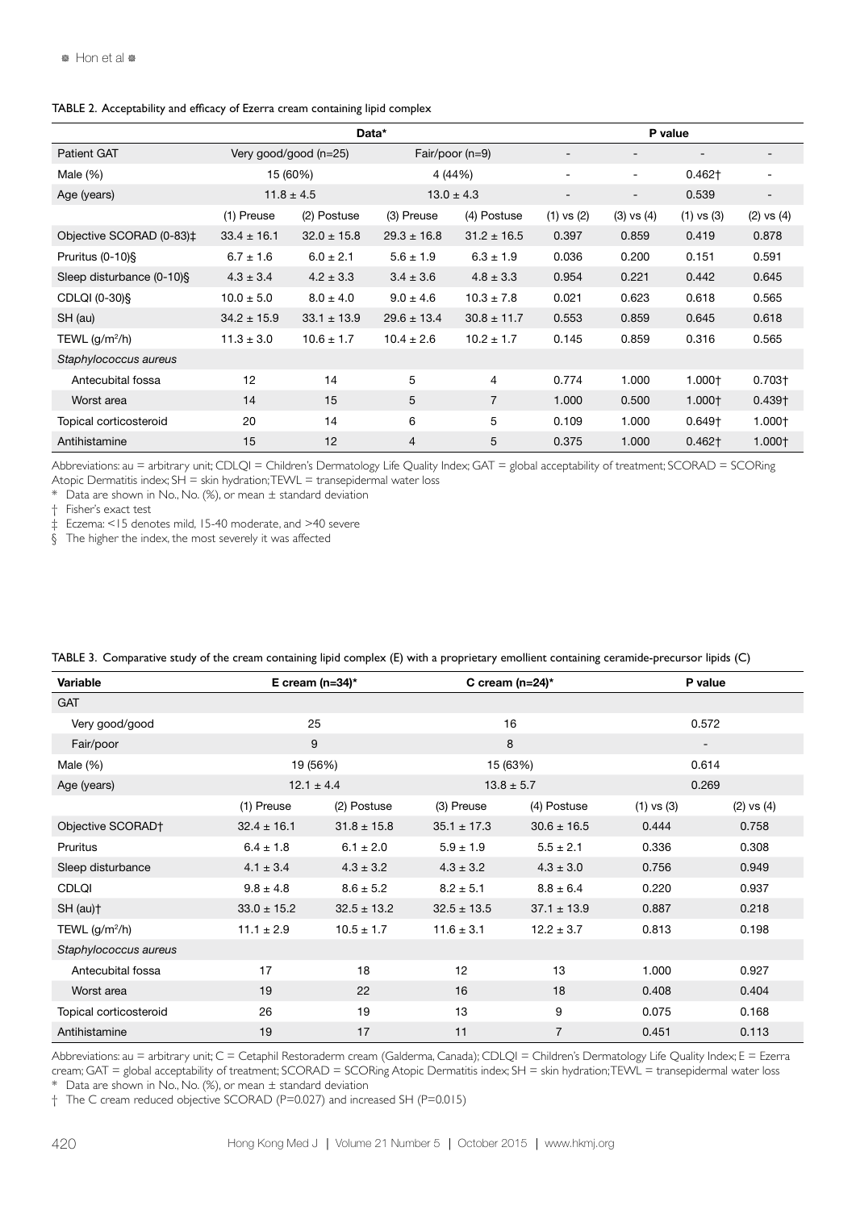TABLE 2. Acceptability and efficacy of Ezerra cream containing lipid complex

| | Data* | | | | P value | | | |
|---|---|---|---|---|---|---|---|---|
| Patient GAT | Very good/good (n=25) | | Fair/poor (n=9) | | - | - | - | - |
| Male (%) | 15 (60%) | | 4 (44%) | | - | - | 0.462† | - |
| Age (years) | 11.8 ± 4.5 | | 13.0 ± 4.3 | | - | - | 0.539 | - |
| | (1) Preuse | (2) Postuse | (3) Preuse | (4) Postuse | (1) vs (2) | (3) vs (4) | (1) vs (3) | (2) vs (4) |
| Objective SCORAD (0-83)‡ | 33.4 ± 16.1 | 32.0 ± 15.8 | 29.3 ± 16.8 | 31.2 ± 16.5 | 0.397 | 0.859 | 0.419 | 0.878 |
| Pruritus (0-10)§ | 6.7 ± 1.6 | 6.0 ± 2.1 | 5.6 ± 1.9 | 6.3 ± 1.9 | 0.036 | 0.200 | 0.151 | 0.591 |
| Sleep disturbance (0-10)§ | 4.3 ± 3.4 | 4.2 ± 3.3 | 3.4 ± 3.6 | 4.8 ± 3.3 | 0.954 | 0.221 | 0.442 | 0.645 |
| CDLQI (0-30)§ | 10.0 ± 5.0 | 8.0 ± 4.0 | 9.0 ± 4.6 | 10.3 ± 7.8 | 0.021 | 0.623 | 0.618 | 0.565 |
| SH (au) | 34.2 ± 15.9 | 33.1 ± 13.9 | 29.6 ± 13.4 | 30.8 ± 11.7 | 0.553 | 0.859 | 0.645 | 0.618 |
| TEWL (g/m²/h) | 11.3 ± 3.0 | 10.6 ± 1.7 | 10.4 ± 2.6 | 10.2 ± 1.7 | 0.145 | 0.859 | 0.316 | 0.565 |
| *Staphylococcus aureus* | | | | | | | | |
| Antecubital fossa | 12 | 14 | 5 | 4 | 0.774 | 1.000 | 1.000† | 0.703† |
| Worst area | 14 | 15 | 5 | 7 | 1.000 | 0.500 | 1.000† | 0.439† |
| Topical corticosteroid | 20 | 14 | 6 | 5 | 0.109 | 1.000 | 0.649† | 1.000† |
| Antihistamine | 15 | 12 | 4 | 5 | 0.375 | 1.000 | 0.462† | 1.000† |

Abbreviations: au = arbitrary unit; CDLQI = Children's Dermatology Life Quality Index; GAT = global acceptability of treatment; SCORAD = SCORing Atopic Dermatitis index; SH = skin hydration; TEWL = transepidermal water loss

\* Data are shown in No., No. (%), or mean ± standard deviation

† Fisher's exact test

‡ Eczema: <15 denotes mild, 15-40 moderate, and >40 severe

§ The higher the index, the most severely it was affected

TABLE 3. Comparative study of the cream containing lipid complex (E) with a proprietary emollient containing ceramide-precursor lipids (C)

| Variable | E cream (n=34)* | | C cream (n=24)* | | P value | |
|---|---|---|---|---|---|---|
| GAT | | | | | | |
| Very good/good | 25 | | 16 | | 0.572 | |
| Fair/poor | 9 | | 8 | | - | |
| Male (%) | 19 (56%) | | 15 (63%) | | 0.614 | |
| Age (years) | 12.1 ± 4.4 | | 13.8 ± 5.7 | | 0.269 | |
| | (1) Preuse | (2) Postuse | (3) Preuse | (4) Postuse | (1) vs (3) | (2) vs (4) |
| Objective SCORAD† | 32.4 ± 16.1 | 31.8 ± 15.8 | 35.1 ± 17.3 | 30.6 ± 16.5 | 0.444 | 0.758 |
| Pruritus | 6.4 ± 1.8 | 6.1 ± 2.0 | 5.9 ± 1.9 | 5.5 ± 2.1 | 0.336 | 0.308 |
| Sleep disturbance | 4.1 ± 3.4 | 4.3 ± 3.2 | 4.3 ± 3.2 | 4.3 ± 3.0 | 0.756 | 0.949 |
| CDLQI | 9.8 ± 4.8 | 8.6 ± 5.2 | 8.2 ± 5.1 | 8.8 ± 6.4 | 0.220 | 0.937 |
| SH (au)† | 33.0 ± 15.2 | 32.5 ± 13.2 | 32.5 ± 13.5 | 37.1 ± 13.9 | 0.887 | 0.218 |
| TEWL (g/m²/h) | 11.1 ± 2.9 | 10.5 ± 1.7 | 11.6 ± 3.1 | 12.2 ± 3.7 | 0.813 | 0.198 |
| *Staphylococcus aureus* | | | | | | |
| Antecubital fossa | 17 | 18 | 12 | 13 | 1.000 | 0.927 |
| Worst area | 19 | 22 | 16 | 18 | 0.408 | 0.404 |
| Topical corticosteroid | 26 | 19 | 13 | 9 | 0.075 | 0.168 |
| Antihistamine | 19 | 17 | 11 | 7 | 0.451 | 0.113 |

Abbreviations: au = arbitrary unit; C = Cetaphil Restoraderm cream (Galderma, Canada); CDLQI = Children's Dermatology Life Quality Index; E = Ezerra cream; GAT = global acceptability of treatment; SCORAD = SCORing Atopic Dermatitis index; SH = skin hydration; TEWL = transepidermal water loss

\* Data are shown in No., No. (%), or mean ± standard deviation

† The C cream reduced objective SCORAD (P=0.027) and increased SH (P=0.015)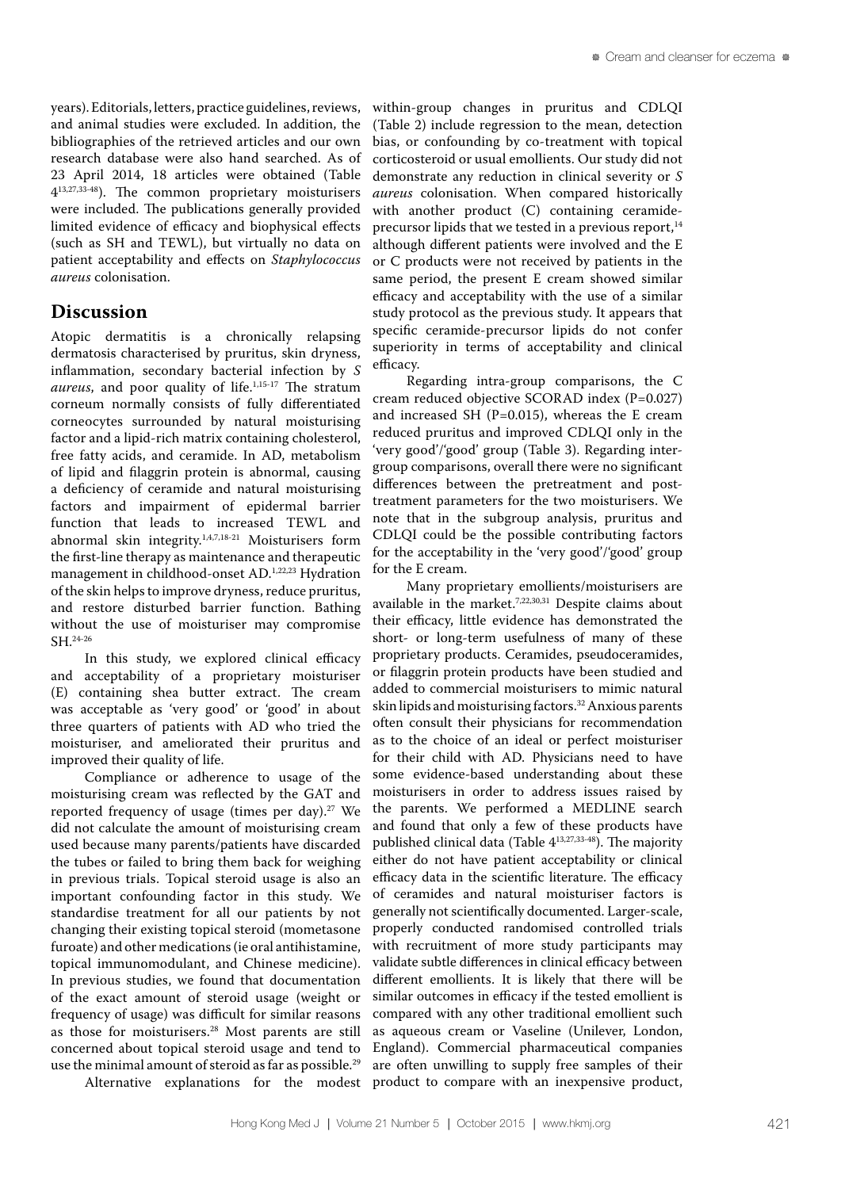years). Editorials, letters, practice guidelines, reviews, and animal studies were excluded. In addition, the bibliographies of the retrieved articles and our own research database were also hand searched. As of 23 April 2014, 18 articles were obtained (Table 4[13,27,33-48]). The common proprietary moisturisers were included. The publications generally provided limited evidence of efficacy and biophysical effects (such as SH and TEWL), but virtually no data on patient acceptability and effects on *Staphylococcus aureus* colonisation.

## Discussion

Atopic dermatitis is a chronically relapsing dermatosis characterised by pruritus, skin dryness, inflammation, secondary bacterial infection by *S aureus*, and poor quality of life.[1,15-17] The stratum corneum normally consists of fully differentiated corneocytes surrounded by natural moisturising factor and a lipid-rich matrix containing cholesterol, free fatty acids, and ceramide. In AD, metabolism of lipid and filaggrin protein is abnormal, causing a deficiency of ceramide and natural moisturising factors and impairment of epidermal barrier function that leads to increased TEWL and abnormal skin integrity.[1,4,7,18-21] Moisturisers form the first-line therapy as maintenance and therapeutic management in childhood-onset AD.[1,22,23] Hydration of the skin helps to improve dryness, reduce pruritus, and restore disturbed barrier function. Bathing without the use of moisturiser may compromise SH.[24-26]

In this study, we explored clinical efficacy and acceptability of a proprietary moisturiser (E) containing shea butter extract. The cream was acceptable as 'very good' or 'good' in about three quarters of patients with AD who tried the moisturiser, and ameliorated their pruritus and improved their quality of life.

Compliance or adherence to usage of the moisturising cream was reflected by the GAT and reported frequency of usage (times per day).[27] We did not calculate the amount of moisturising cream used because many parents/patients have discarded the tubes or failed to bring them back for weighing in previous trials. Topical steroid usage is also an important confounding factor in this study. We standardise treatment for all our patients by not changing their existing topical steroid (mometasone furoate) and other medications (ie oral antihistamine, topical immunomodulant, and Chinese medicine). In previous studies, we found that documentation of the exact amount of steroid usage (weight or frequency of usage) was difficult for similar reasons as those for moisturisers.[28] Most parents are still concerned about topical steroid usage and tend to use the minimal amount of steroid as far as possible.[29]

Alternative explanations for the modest within-group changes in pruritus and CDLQI (Table 2) include regression to the mean, detection bias, or confounding by co-treatment with topical corticosteroid or usual emollients. Our study did not demonstrate any reduction in clinical severity or *S aureus* colonisation. When compared historically with another product (C) containing ceramide-precursor lipids that we tested in a previous report,[14] although different patients were involved and the E or C products were not received by patients in the same period, the present E cream showed similar efficacy and acceptability with the use of a similar study protocol as the previous study. It appears that specific ceramide-precursor lipids do not confer superiority in terms of acceptability and clinical efficacy.

Regarding intra-group comparisons, the C cream reduced objective SCORAD index (P=0.027) and increased SH (P=0.015), whereas the E cream reduced pruritus and improved CDLQI only in the 'very good'/'good' group (Table 3). Regarding inter-group comparisons, overall there were no significant differences between the pretreatment and post-treatment parameters for the two moisturisers. We note that in the subgroup analysis, pruritus and CDLQI could be the possible contributing factors for the acceptability in the 'very good'/'good' group for the E cream.

Many proprietary emollients/moisturisers are available in the market.[7,22,30,31] Despite claims about their efficacy, little evidence has demonstrated the short- or long-term usefulness of many of these proprietary products. Ceramides, pseudoceramides, or filaggrin protein products have been studied and added to commercial moisturisers to mimic natural skin lipids and moisturising factors.[32] Anxious parents often consult their physicians for recommendation as to the choice of an ideal or perfect moisturiser for their child with AD. Physicians need to have some evidence-based understanding about these moisturisers in order to address issues raised by the parents. We performed a MEDLINE search and found that only a few of these products have published clinical data (Table 4[13,27,33-48]). The majority either do not have patient acceptability or clinical efficacy data in the scientific literature. The efficacy of ceramides and natural moisturiser factors is generally not scientifically documented. Larger-scale, properly conducted randomised controlled trials with recruitment of more study participants may validate subtle differences in clinical efficacy between different emollients. It is likely that there will be similar outcomes in efficacy if the tested emollient is compared with any other traditional emollient such as aqueous cream or Vaseline (Unilever, London, England). Commercial pharmaceutical companies are often unwilling to supply free samples of their product to compare with an inexpensive product,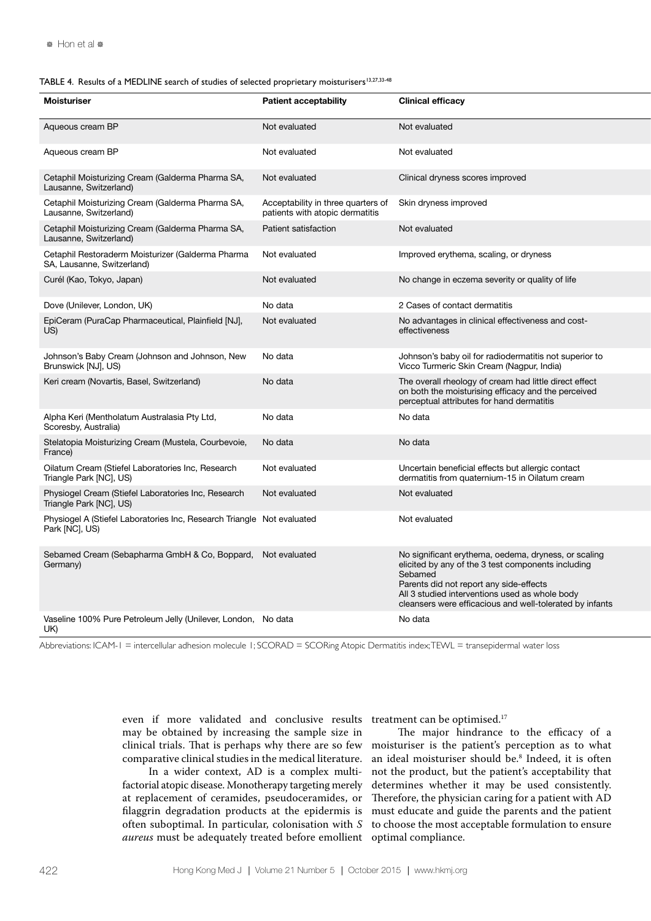TABLE 4. Results of a MEDLINE search of studies of selected proprietary moisturisers[13,27,33-48]

| Moisturiser | Patient acceptability | Clinical efficacy |
|---|---|---|
| Aqueous cream BP | Not evaluated | Not evaluated |
| Aqueous cream BP | Not evaluated | Not evaluated |
| Cetaphil Moisturizing Cream (Galderma Pharma SA, Lausanne, Switzerland) | Not evaluated | Clinical dryness scores improved |
| Cetaphil Moisturizing Cream (Galderma Pharma SA, Lausanne, Switzerland) | Acceptability in three quarters of patients with atopic dermatitis | Skin dryness improved |
| Cetaphil Moisturizing Cream (Galderma Pharma SA, Lausanne, Switzerland) | Patient satisfaction | Not evaluated |
| Cetaphil Restoraderm Moisturizer (Galderma Pharma SA, Lausanne, Switzerland) | Not evaluated | Improved erythema, scaling, or dryness |
| Curél (Kao, Tokyo, Japan) | Not evaluated | No change in eczema severity or quality of life |
| Dove (Unilever, London, UK) | No data | 2 Cases of contact dermatitis |
| EpiCeram (PuraCap Pharmaceutical, Plainfield [NJ], US) | Not evaluated | No advantages in clinical effectiveness and cost-effectiveness |
| Johnson's Baby Cream (Johnson and Johnson, New Brunswick [NJ], US) | No data | Johnson's baby oil for radiodermatitis not superior to Vicco Turmeric Skin Cream (Nagpur, India) |
| Keri cream (Novartis, Basel, Switzerland) | No data | The overall rheology of cream had little direct effect on both the moisturising efficacy and the perceived perceptual attributes for hand dermatitis |
| Alpha Keri (Mentholatum Australasia Pty Ltd, Scoresby, Australia) | No data | No data |
| Stelatopia Moisturizing Cream (Mustela, Courbevoie, France) | No data | No data |
| Oilatum Cream (Stiefel Laboratories Inc, Research Triangle Park [NC], US) | Not evaluated | Uncertain beneficial effects but allergic contact dermatitis from quaternium-15 in Oilatum cream |
| Physiogel Cream (Stiefel Laboratories Inc, Research Triangle Park [NC], US) | Not evaluated | Not evaluated |
| Physiogel A (Stiefel Laboratories Inc, Research Triangle Park [NC], US) | Not evaluated | Not evaluated |
| Sebamed Cream (Sebapharma GmbH & Co, Boppard, Germany) | Not evaluated | No significant erythema, oedema, dryness, or scaling elicited by any of the 3 test components including Sebamed<br>Parents did not report any side-effects<br>All 3 studied interventions used as whole body cleansers were efficacious and well-tolerated by infants |
| Vaseline 100% Pure Petroleum Jelly (Unilever, London, UK) | No data | No data |

Abbreviations: ICAM-1 = intercellular adhesion molecule 1; SCORAD = SCORing Atopic Dermatitis index; TEWL = transepidermal water loss

even if more validated and conclusive results may be obtained by increasing the sample size in clinical trials. That is perhaps why there are so few comparative clinical studies in the medical literature.

In a wider context, AD is a complex multifactorial atopic disease. Monotherapy targeting merely at replacement of ceramides, pseudoceramides, or filaggrin degradation products at the epidermis is often suboptimal. In particular, colonisation with *S aureus* must be adequately treated before emollient treatment can be optimised.[17]

The major hindrance to the efficacy of a moisturiser is the patient's perception as to what an ideal moisturiser should be.[8] Indeed, it is often not the product, but the patient's acceptability that determines whether it may be used consistently. Therefore, the physician caring for a patient with AD must educate and guide the parents and the patient to choose the most acceptable formulation to ensure optimal compliance.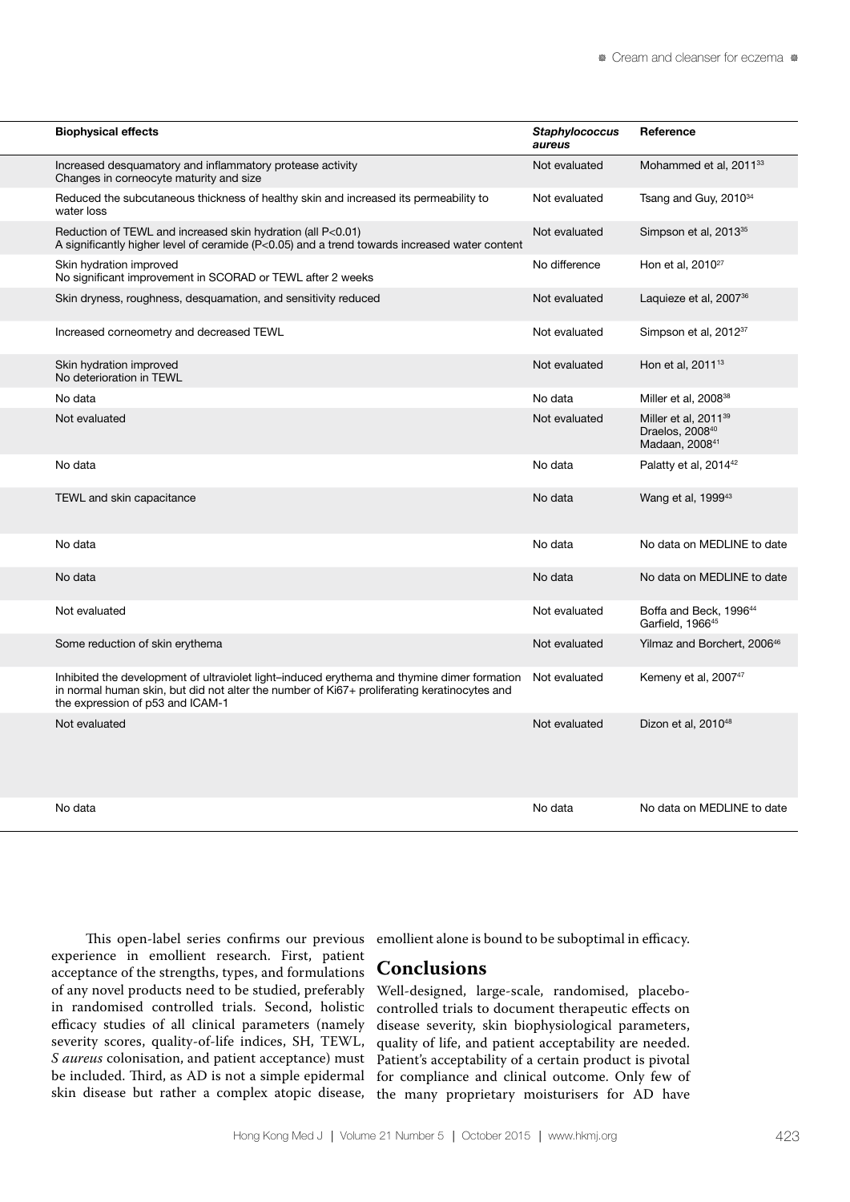| Biophysical effects | *Staphylococcus aureus* | Reference |
|---|---|---|
| Increased desquamatory and inflammatory protease activity<br>Changes in corneocyte maturity and size | Not evaluated | Mohammed et al, 2011[33] |
| Reduced the subcutaneous thickness of healthy skin and increased its permeability to water loss | Not evaluated | Tsang and Guy, 2010[34] |
| Reduction of TEWL and increased skin hydration (all P<0.01)<br>A significantly higher level of ceramide (P<0.05) and a trend towards increased water content | Not evaluated | Simpson et al, 2013[35] |
| Skin hydration improved<br>No significant improvement in SCORAD or TEWL after 2 weeks | No difference | Hon et al, 2010[27] |
| Skin dryness, roughness, desquamation, and sensitivity reduced | Not evaluated | Laquieze et al, 2007[36] |
| Increased corneometry and decreased TEWL | Not evaluated | Simpson et al, 2012[37] |
| Skin hydration improved<br>No deterioration in TEWL | Not evaluated | Hon et al, 2011[13] |
| No data | No data | Miller et al, 2008[38] |
| Not evaluated | Not evaluated | Miller et al, 2011[39]<br>Draelos, 2008[40]<br>Madaan, 2008[41] |
| No data | No data | Palatty et al, 2014[42] |
| TEWL and skin capacitance | No data | Wang et al, 1999[43] |
| No data | No data | No data on MEDLINE to date |
| No data | No data | No data on MEDLINE to date |
| Not evaluated | Not evaluated | Boffa and Beck, 1996[44]<br>Garfield, 1966[45] |
| Some reduction of skin erythema | Not evaluated | Yilmaz and Borchert, 2006[46] |
| Inhibited the development of ultraviolet light–induced erythema and thymine dimer formation in normal human skin, but did not alter the number of Ki67+ proliferating keratinocytes and the expression of p53 and ICAM-1 | Not evaluated | Kemeny et al, 2007[47] |
| Not evaluated | Not evaluated | Dizon et al, 2010[48] |
| No data | No data | No data on MEDLINE to date |

This open-label series confirms our previous experience in emollient research. First, patient acceptance of the strengths, types, and formulations of any novel products need to be studied, preferably in randomised controlled trials. Second, holistic efficacy studies of all clinical parameters (namely severity scores, quality-of-life indices, SH, TEWL, *S aureus* colonisation, and patient acceptance) must be included. Third, as AD is not a simple epidermal skin disease but rather a complex atopic disease, emollient alone is bound to be suboptimal in efficacy.

## Conclusions

Well-designed, large-scale, randomised, placebo-controlled trials to document therapeutic effects on disease severity, skin biophysiological parameters, quality of life, and patient acceptability are needed. Patient's acceptability of a certain product is pivotal for compliance and clinical outcome. Only few of the many proprietary moisturisers for AD have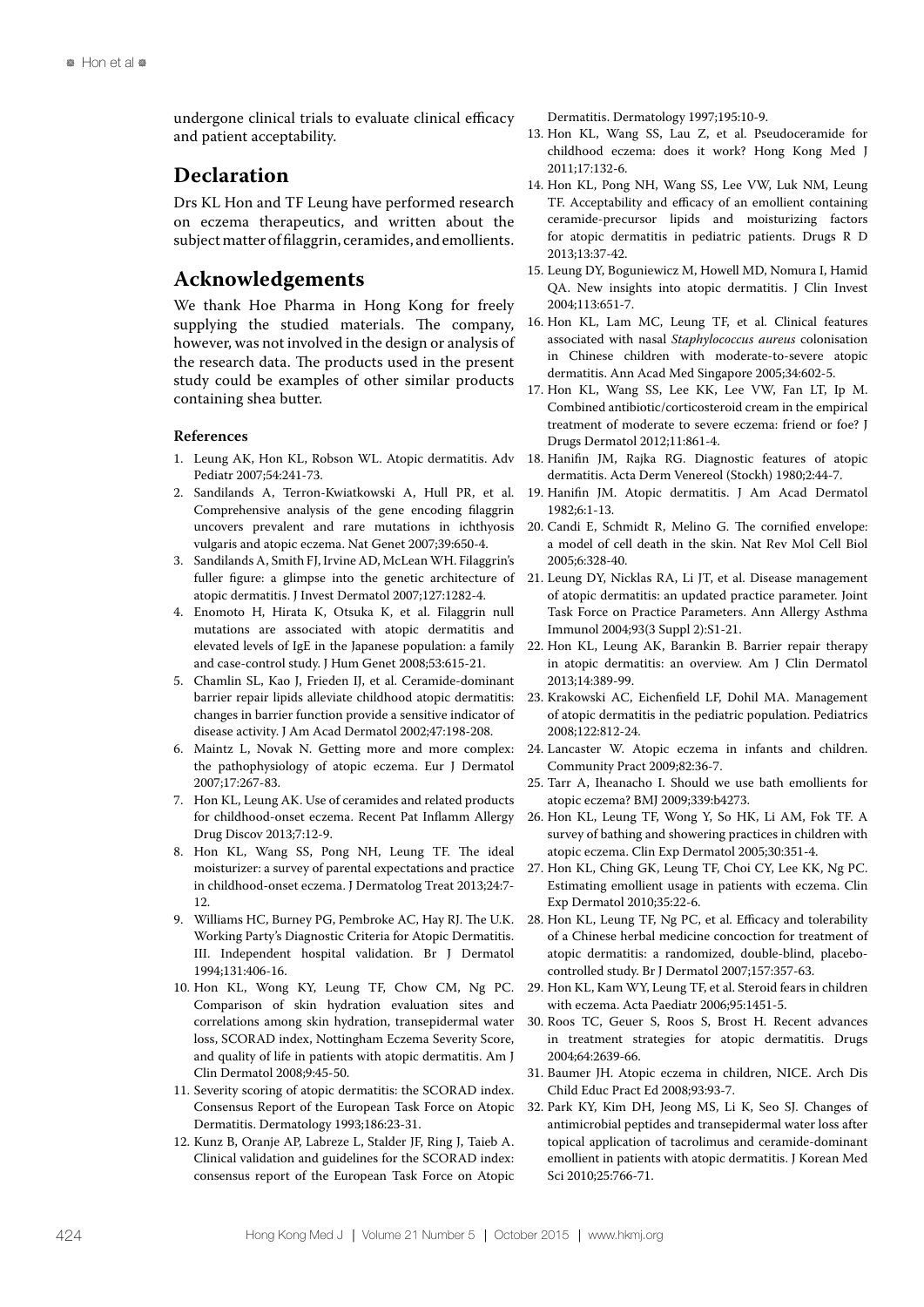undergone clinical trials to evaluate clinical efficacy and patient acceptability.

## Declaration

Drs KL Hon and TF Leung have performed research on eczema therapeutics, and written about the subject matter of filaggrin, ceramides, and emollients.

## Acknowledgements

We thank Hoe Pharma in Hong Kong for freely supplying the studied materials. The company, however, was not involved in the design or analysis of the research data. The products used in the present study could be examples of other similar products containing shea butter.

### References

1. Leung AK, Hon KL, Robson WL. Atopic dermatitis. Adv Pediatr 2007;54:241-73.
2. Sandilands A, Terron-Kwiatkowski A, Hull PR, et al. Comprehensive analysis of the gene encoding filaggrin uncovers prevalent and rare mutations in ichthyosis vulgaris and atopic eczema. Nat Genet 2007;39:650-4.
3. Sandilands A, Smith FJ, Irvine AD, McLean WH. Filaggrin's fuller figure: a glimpse into the genetic architecture of atopic dermatitis. J Invest Dermatol 2007;127:1282-4.
4. Enomoto H, Hirata K, Otsuka K, et al. Filaggrin null mutations are associated with atopic dermatitis and elevated levels of IgE in the Japanese population: a family and case-control study. J Hum Genet 2008;53:615-21.
5. Chamlin SL, Kao J, Frieden IJ, et al. Ceramide-dominant barrier repair lipids alleviate childhood atopic dermatitis: changes in barrier function provide a sensitive indicator of disease activity. J Am Acad Dermatol 2002;47:198-208.
6. Maintz L, Novak N. Getting more and more complex: the pathophysiology of atopic eczema. Eur J Dermatol 2007;17:267-83.
7. Hon KL, Leung AK. Use of ceramides and related products for childhood-onset eczema. Recent Pat Inflamm Allergy Drug Discov 2013;7:12-9.
8. Hon KL, Wang SS, Pong NH, Leung TF. The ideal moisturizer: a survey of parental expectations and practice in childhood-onset eczema. J Dermatolog Treat 2013;24:7-12.
9. Williams HC, Burney PG, Pembroke AC, Hay RJ. The U.K. Working Party's Diagnostic Criteria for Atopic Dermatitis. III. Independent hospital validation. Br J Dermatol 1994;131:406-16.
10. Hon KL, Wong KY, Leung TF, Chow CM, Ng PC. Comparison of skin hydration evaluation sites and correlations among skin hydration, transepidermal water loss, SCORAD index, Nottingham Eczema Severity Score, and quality of life in patients with atopic dermatitis. Am J Clin Dermatol 2008;9:45-50.
11. Severity scoring of atopic dermatitis: the SCORAD index. Consensus Report of the European Task Force on Atopic Dermatitis. Dermatology 1993;186:23-31.
12. Kunz B, Oranje AP, Labreze L, Stalder JF, Ring J, Taieb A. Clinical validation and guidelines for the SCORAD index: consensus report of the European Task Force on Atopic Dermatitis. Dermatology 1997;195:10-9.
13. Hon KL, Wang SS, Lau Z, et al. Pseudoceramide for childhood eczema: does it work? Hong Kong Med J 2011;17:132-6.
14. Hon KL, Pong NH, Wang SS, Lee VW, Luk NM, Leung TF. Acceptability and efficacy of an emollient containing ceramide-precursor lipids and moisturizing factors for atopic dermatitis in pediatric patients. Drugs R D 2013;13:37-42.
15. Leung DY, Boguniewicz M, Howell MD, Nomura I, Hamid QA. New insights into atopic dermatitis. J Clin Invest 2004;113:651-7.
16. Hon KL, Lam MC, Leung TF, et al. Clinical features associated with nasal *Staphylococcus aureus* colonisation in Chinese children with moderate-to-severe atopic dermatitis. Ann Acad Med Singapore 2005;34:602-5.
17. Hon KL, Wang SS, Lee KK, Lee VW, Fan LT, Ip M. Combined antibiotic/corticosteroid cream in the empirical treatment of moderate to severe eczema: friend or foe? J Drugs Dermatol 2012;11:861-4.
18. Hanifin JM, Rajka RG. Diagnostic features of atopic dermatitis. Acta Derm Venereol (Stockh) 1980;2:44-7.
19. Hanifin JM. Atopic dermatitis. J Am Acad Dermatol 1982;6:1-13.
20. Candi E, Schmidt R, Melino G. The cornified envelope: a model of cell death in the skin. Nat Rev Mol Cell Biol 2005;6:328-40.
21. Leung DY, Nicklas RA, Li JT, et al. Disease management of atopic dermatitis: an updated practice parameter. Joint Task Force on Practice Parameters. Ann Allergy Asthma Immunol 2004;93(3 Suppl 2):S1-21.
22. Hon KL, Leung AK, Barankin B. Barrier repair therapy in atopic dermatitis: an overview. Am J Clin Dermatol 2013;14:389-99.
23. Krakowski AC, Eichenfield LF, Dohil MA. Management of atopic dermatitis in the pediatric population. Pediatrics 2008;122:812-24.
24. Lancaster W. Atopic eczema in infants and children. Community Pract 2009;82:36-7.
25. Tarr A, Iheanacho I. Should we use bath emollients for atopic eczema? BMJ 2009;339:b4273.
26. Hon KL, Leung TF, Wong Y, So HK, Li AM, Fok TF. A survey of bathing and showering practices in children with atopic eczema. Clin Exp Dermatol 2005;30:351-4.
27. Hon KL, Ching GK, Leung TF, Choi CY, Lee KK, Ng PC. Estimating emollient usage in patients with eczema. Clin Exp Dermatol 2010;35:22-6.
28. Hon KL, Leung TF, Ng PC, et al. Efficacy and tolerability of a Chinese herbal medicine concoction for treatment of atopic dermatitis: a randomized, double-blind, placebo-controlled study. Br J Dermatol 2007;157:357-63.
29. Hon KL, Kam WY, Leung TF, et al. Steroid fears in children with eczema. Acta Paediatr 2006;95:1451-5.
30. Roos TC, Geuer S, Roos S, Brost H. Recent advances in treatment strategies for atopic dermatitis. Drugs 2004;64:2639-66.
31. Baumer JH. Atopic eczema in children, NICE. Arch Dis Child Educ Pract Ed 2008;93:93-7.
32. Park KY, Kim DH, Jeong MS, Li K, Seo SJ. Changes of antimicrobial peptides and transepidermal water loss after topical application of tacrolimus and ceramide-dominant emollient in patients with atopic dermatitis. J Korean Med Sci 2010;25:766-71.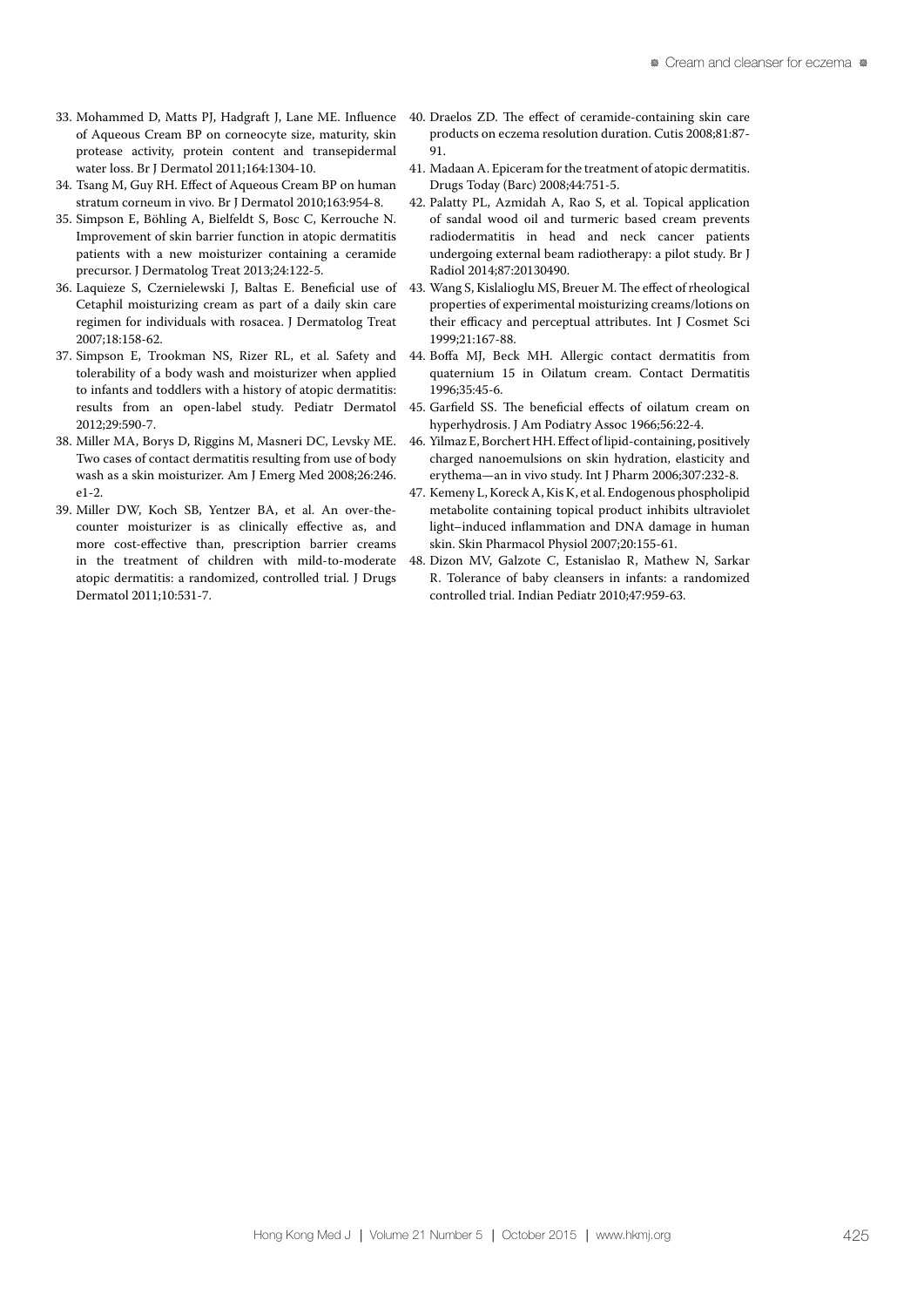33. Mohammed D, Matts PJ, Hadgraft J, Lane ME. Influence of Aqueous Cream BP on corneocyte size, maturity, skin protease activity, protein content and transepidermal water loss. Br J Dermatol 2011;164:1304-10.
34. Tsang M, Guy RH. Effect of Aqueous Cream BP on human stratum corneum in vivo. Br J Dermatol 2010;163:954-8.
35. Simpson E, Böhling A, Bielfeldt S, Bosc C, Kerrouche N. Improvement of skin barrier function in atopic dermatitis patients with a new moisturizer containing a ceramide precursor. J Dermatolog Treat 2013;24:122-5.
36. Laquieze S, Czernielewski J, Baltas E. Beneficial use of Cetaphil moisturizing cream as part of a daily skin care regimen for individuals with rosacea. J Dermatolog Treat 2007;18:158-62.
37. Simpson E, Trookman NS, Rizer RL, et al. Safety and tolerability of a body wash and moisturizer when applied to infants and toddlers with a history of atopic dermatitis: results from an open-label study. Pediatr Dermatol 2012;29:590-7.
38. Miller MA, Borys D, Riggins M, Masneri DC, Levsky ME. Two cases of contact dermatitis resulting from use of body wash as a skin moisturizer. Am J Emerg Med 2008;26:246.e1-2.
39. Miller DW, Koch SB, Yentzer BA, et al. An over-the-counter moisturizer is as clinically effective as, and more cost-effective than, prescription barrier creams in the treatment of children with mild-to-moderate atopic dermatitis: a randomized, controlled trial. J Drugs Dermatol 2011;10:531-7.
40. Draelos ZD. The effect of ceramide-containing skin care products on eczema resolution duration. Cutis 2008;81:87-91.
41. Madaan A. Epiceram for the treatment of atopic dermatitis. Drugs Today (Barc) 2008;44:751-5.
42. Palatty PL, Azmidah A, Rao S, et al. Topical application of sandal wood oil and turmeric based cream prevents radiodermatitis in head and neck cancer patients undergoing external beam radiotherapy: a pilot study. Br J Radiol 2014;87:20130490.
43. Wang S, Kislalioglu MS, Breuer M. The effect of rheological properties of experimental moisturizing creams/lotions on their efficacy and perceptual attributes. Int J Cosmet Sci 1999;21:167-88.
44. Boffa MJ, Beck MH. Allergic contact dermatitis from quaternium 15 in Oilatum cream. Contact Dermatitis 1996;35:45-6.
45. Garfield SS. The beneficial effects of oilatum cream on hyperhydrosis. J Am Podiatry Assoc 1966;56:22-4.
46. Yilmaz E, Borchert HH. Effect of lipid-containing, positively charged nanoemulsions on skin hydration, elasticity and erythema—an in vivo study. Int J Pharm 2006;307:232-8.
47. Kemeny L, Koreck A, Kis K, et al. Endogenous phospholipid metabolite containing topical product inhibits ultraviolet light–induced inflammation and DNA damage in human skin. Skin Pharmacol Physiol 2007;20:155-61.
48. Dizon MV, Galzote C, Estanislao R, Mathew N, Sarkar R. Tolerance of baby cleansers in infants: a randomized controlled trial. Indian Pediatr 2010;47:959-63.